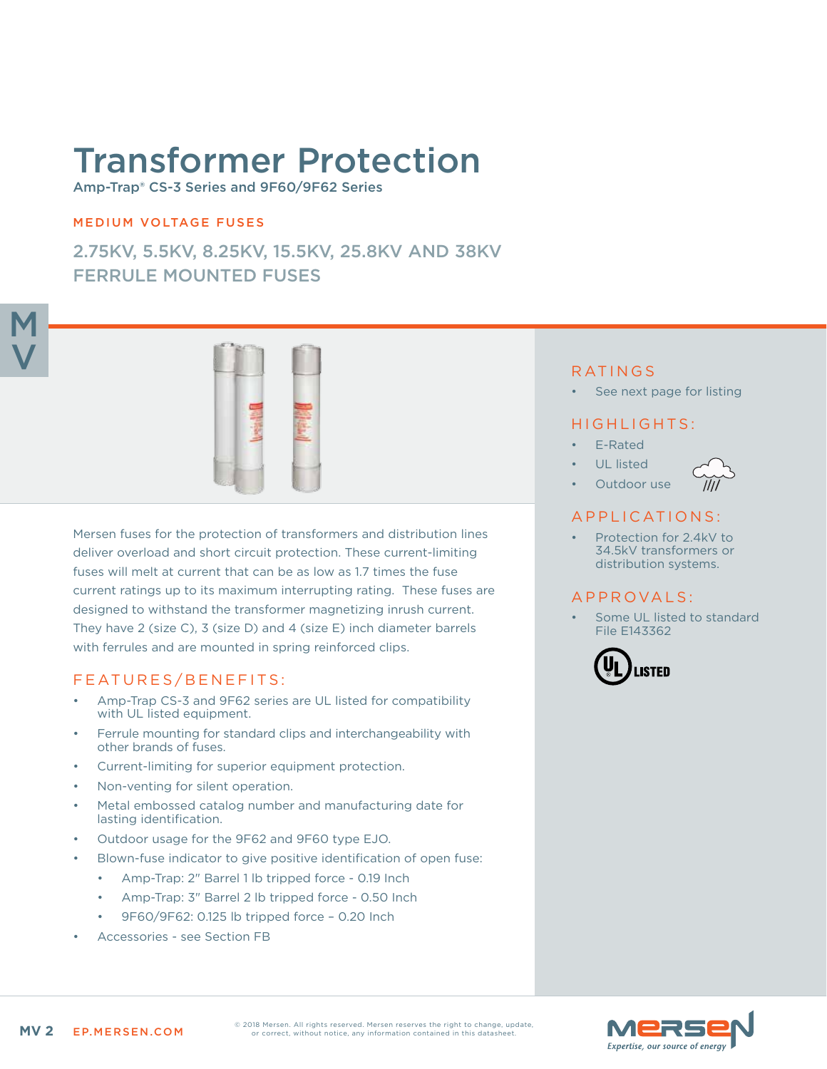# Transformer Protection

Amp-Trap® CS-3 Series and 9F60/9F62 Series

MEDIUM VOLTAGE FUSES

## 2.75KV, 5.5KV, 8.25KV, 15.5KV, 25.8KV AND 38KV FERRULE MOUNTED FUSES

Mersen fuses for the protection of transformers and distribution lines deliver overload and short circuit protection. These current-limiting fuses will melt at current that can be as low as 1.7 times the fuse current ratings up to its maximum interrupting rating. These fuses are designed to withstand the transformer magnetizing inrush current. They have 2 (size C), 3 (size D) and 4 (size E) inch diameter barrels with ferrules and are mounted in spring reinforced clips.

### FEATURES/BENEFITS:

- Amp-Trap CS-3 and 9F62 series are UL listed for compatibility with UL listed equipment.
- Ferrule mounting for standard clips and interchangeability with other brands of fuses.
- Current-limiting for superior equipment protection.
- Non-venting for silent operation.
- Metal embossed catalog number and manufacturing date for lasting identification.
- Outdoor usage for the 9F62 and 9F60 type EJO.
- Blown-fuse indicator to give positive identification of open fuse:
  - Amp-Trap: 2" Barrel 1 lb tripped force - 0.19 Inch
  - Amp-Trap: 3" Barrel 2 lb tripped force - 0.50 Inch
  - 9F60/9F62: 0.125 lb tripped force – 0.20 Inch
- Accessories - see Section FB

### RATINGS

- See next page for listing

### HIGHLIGHTS:

- E-Rated
- UL listed
- Outdoor use

### APPLICATIONS:

- Protection for 2.4kV to 34.5kV transformers or distribution systems.

### APPROVALS:

- Some UL listed to standard File E143362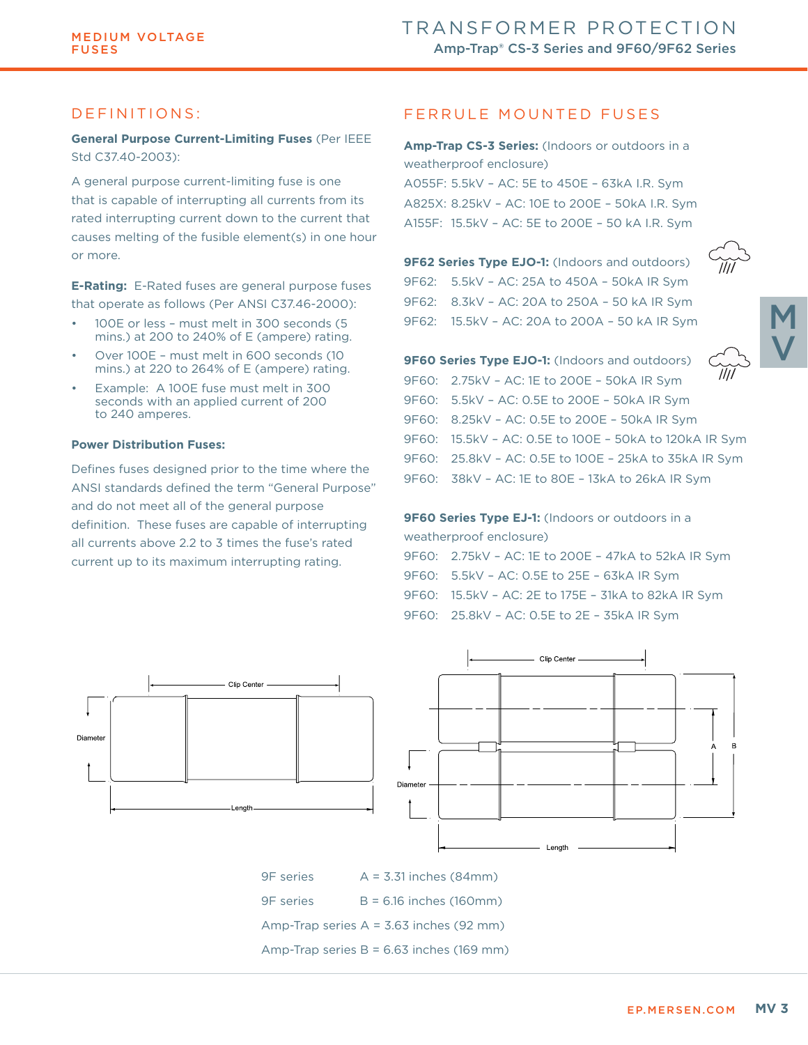## DEFINITIONS:

**General Purpose Current-Limiting Fuses** (Per IEEE Std C37.40-2003):

A general purpose current-limiting fuse is one that is capable of interrupting all currents from its rated interrupting current down to the current that causes melting of the fusible element(s) in one hour or more.

**E-Rating:** E-Rated fuses are general purpose fuses that operate as follows (Per ANSI C37.46-2000):

- 100E or less – must melt in 300 seconds (5 mins.) at 200 to 240% of E (ampere) rating.
- Over 100E – must melt in 600 seconds (10 mins.) at 220 to 264% of E (ampere) rating.
- Example: A 100E fuse must melt in 300 seconds with an applied current of 200 to 240 amperes.

**Power Distribution Fuses:**

Defines fuses designed prior to the time where the ANSI standards defined the term "General Purpose" and do not meet all of the general purpose definition. These fuses are capable of interrupting all currents above 2.2 to 3 times the fuse's rated current up to its maximum interrupting rating.

## FERRULE MOUNTED FUSES

**Amp-Trap CS-3 Series:** (Indoors or outdoors in a weatherproof enclosure)

A055F: 5.5kV – AC: 5E to 450E – 63kA I.R. Sym
A825X: 8.25kV – AC: 10E to 200E – 50kA I.R. Sym
A155F: 15.5kV – AC: 5E to 200E – 50 kA I.R. Sym

**9F62 Series Type EJO-1:** (Indoors and outdoors)

9F62: 5.5kV – AC: 25A to 450A – 50kA IR Sym
9F62: 8.3kV – AC: 20A to 250A – 50 kA IR Sym
9F62: 15.5kV – AC: 20A to 200A – 50 kA IR Sym

**9F60 Series Type EJO-1:** (Indoors and outdoors)

9F60: 2.75kV – AC: 1E to 200E – 50kA IR Sym
9F60: 5.5kV – AC: 0.5E to 200E – 50kA IR Sym
9F60: 8.25kV – AC: 0.5E to 200E – 50kA IR Sym
9F60: 15.5kV – AC: 0.5E to 100E – 50kA to 120kA IR Sym
9F60: 25.8kV – AC: 0.5E to 100E – 25kA to 35kA IR Sym
9F60: 38kV – AC: 1E to 80E – 13kA to 26kA IR Sym

**9F60 Series Type EJ-1:** (Indoors or outdoors in a weatherproof enclosure)

9F60: 2.75kV – AC: 1E to 200E – 47kA to 52kA IR Sym
9F60: 5.5kV – AC: 0.5E to 25E – 63kA IR Sym
9F60: 15.5kV – AC: 2E to 175E – 31kA to 82kA IR Sym
9F60: 25.8kV – AC: 0.5E to 2E – 35kA IR Sym

Clip Center
Diameter
Length

Clip Center
A
B
Diameter
Length

9F series A = 3.31 inches (84mm)
9F series B = 6.16 inches (160mm)
Amp-Trap series A = 3.63 inches (92 mm)
Amp-Trap series B = 6.63 inches (169 mm)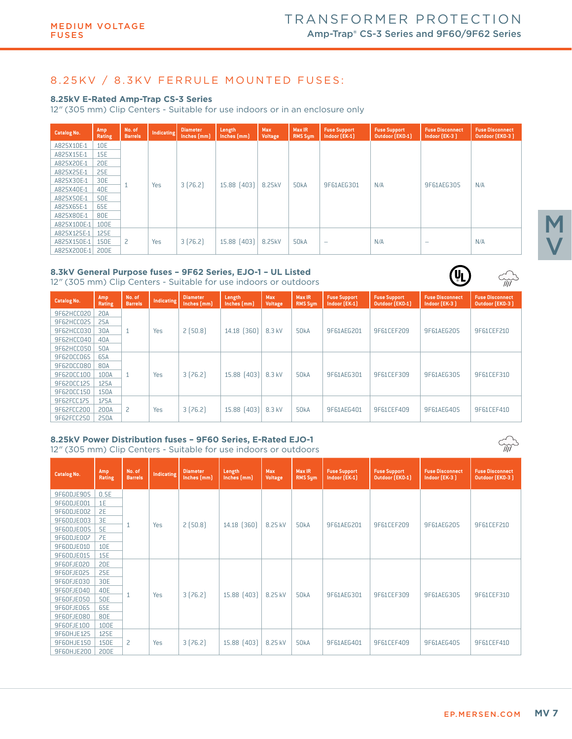# 8.25KV / 8.3KV FERRULE MOUNTED FUSES:

### 8.25kV E-Rated Amp-Trap CS-3 Series

12″ (305 mm) Clip Centers - Suitable for use indoors or in an enclosure only

| Catalog No. | Amp Rating | No. of Barrels | Indicating | Diameter Inches (mm) | Length Inches (mm) | Max Voltage | Max IR RMS Sym | Fuse Support Indoor (EK-1) | Fuse Support Outdoor (EKO-1) | Fuse Disconnect Indoor (EK-3 ) | Fuse Disconnect Outdoor (EKO-3 ) |
|---|---|---|---|---|---|---|---|---|---|---|---|
| A825X10E-1 | 10E | 1 | Yes | 3 (76.2) | 15.88 (403) | 8.25kV | 50kA | 9F61AEG301 | N/A | 9F61AEG305 | N/A |
| A825X15E-1 | 15E | | | | | | | | | | |
| A825X20E-1 | 20E | | | | | | | | | | |
| A825X25E-1 | 25E | | | | | | | | | | |
| A825X30E-1 | 30E | | | | | | | | | | |
| A825X40E-1 | 40E | | | | | | | | | | |
| A825X50E-1 | 50E | | | | | | | | | | |
| A825X65E-1 | 65E | | | | | | | | | | |
| A825X80E-1 | 80E | | | | | | | | | | |
| A825X100E-1 | 100E | | | | | | | | | | |
| A825X125E-1 | 125E | 2 | Yes | 3 (76.2) | 15.88 (403) | 8.25kV | 50kA | – | N/A | – | N/A |
| A825X150E-1 | 150E | | | | | | | | | | |
| A825X200E-1 | 200E | | | | | | | | | | |

### 8.3kV General Purpose fuses – 9F62 Series, EJO-1 – UL Listed

12″ (305 mm) Clip Centers - Suitable for use indoors or outdoors

| Catalog No. | Amp Rating | No. of Barrels | Indicating | Diameter Inches (mm) | Length Inches (mm) | Max Voltage | Max IR RMS Sym | Fuse Support Indoor (EK-1) | Fuse Support Outdoor (EKO-1) | Fuse Disconnect Indoor (EK-3 ) | Fuse Disconnect Outdoor (EKO-3 ) |
|---|---|---|---|---|---|---|---|---|---|---|---|
| 9F62HCC020 | 20A | 1 | Yes | 2 (50.8) | 14.18 (360) | 8.3 kV | 50kA | 9F61AEG201 | 9F61CEF209 | 9F61AEG205 | 9F61CEF210 |
| 9F62HCC025 | 25A | | | | | | | | | | |
| 9F62HCC030 | 30A | | | | | | | | | | |
| 9F62HCC040 | 40A | | | | | | | | | | |
| 9F62HCC050 | 50A | | | | | | | | | | |
| 9F62DCC065 | 65A | 1 | Yes | 3 (76.2) | 15.88 (403) | 8.3 kV | 50kA | 9F61AEG301 | 9F61CEF309 | 9F61AEG305 | 9F61CEF310 |
| 9F62DCC080 | 80A | | | | | | | | | | |
| 9F62DCC100 | 100A | | | | | | | | | | |
| 9F62DCC125 | 125A | | | | | | | | | | |
| 9F62DCC150 | 150A | | | | | | | | | | |
| 9F62FCC175 | 175A | 2 | Yes | 3 (76.2) | 15.88 (403) | 8.3 kV | 50kA | 9F61AEG401 | 9F61CEF409 | 9F61AEG405 | 9F61CEF410 |
| 9F62FCC200 | 200A | | | | | | | | | | |
| 9F62FCC250 | 250A | | | | | | | | | | |

### 8.25kV Power Distribution fuses – 9F60 Series, E-Rated EJO-1

12″ (305 mm) Clip Centers - Suitable for use indoors or outdoors

| Catalog No. | Amp Rating | No. of Barrels | Indicating | Diameter Inches (mm) | Length Inches (mm) | Max Voltage | Max IR RMS Sym | Fuse Support Indoor (EK-1) | Fuse Support Outdoor (EKO-1) | Fuse Disconnect Indoor (EK-3 ) | Fuse Disconnect Outdoor (EKO-3 ) |
|---|---|---|---|---|---|---|---|---|---|---|---|
| 9F60DJE905 | 0.5E | 1 | Yes | 2 (50.8) | 14.18 (360) | 8.25 kV | 50kA | 9F61AEG201 | 9F61CEF209 | 9F61AEG205 | 9F61CEF210 |
| 9F60DJE001 | 1E | | | | | | | | | | |
| 9F60DJE002 | 2E | | | | | | | | | | |
| 9F60DJE003 | 3E | | | | | | | | | | |
| 9F60DJE005 | 5E | | | | | | | | | | |
| 9F60DJE007 | 7E | | | | | | | | | | |
| 9F60DJE010 | 10E | | | | | | | | | | |
| 9F60DJE015 | 15E | | | | | | | | | | |
| 9F60FJE020 | 20E | 1 | Yes | 3 (76.2) | 15.88 (403) | 8.25 kV | 50kA | 9F61AEG301 | 9F61CEF309 | 9F61AEG305 | 9F61CEF310 |
| 9F60FJE025 | 25E | | | | | | | | | | |
| 9F60FJE030 | 30E | | | | | | | | | | |
| 9F60FJE040 | 40E | | | | | | | | | | |
| 9F60FJE050 | 50E | | | | | | | | | | |
| 9F60FJE065 | 65E | | | | | | | | | | |
| 9F60FJE080 | 80E | | | | | | | | | | |
| 9F60FJE100 | 100E | | | | | | | | | | |
| 9F60HJE125 | 125E | 2 | Yes | 3 (76.2) | 15.88 (403) | 8.25 kV | 50kA | 9F61AEG401 | 9F61CEF409 | 9F61AEG405 | 9F61CEF410 |
| 9F60HJE150 | 150E | | | | | | | | | | |
| 9F60HJE200 | 200E | | | | | | | | | | |